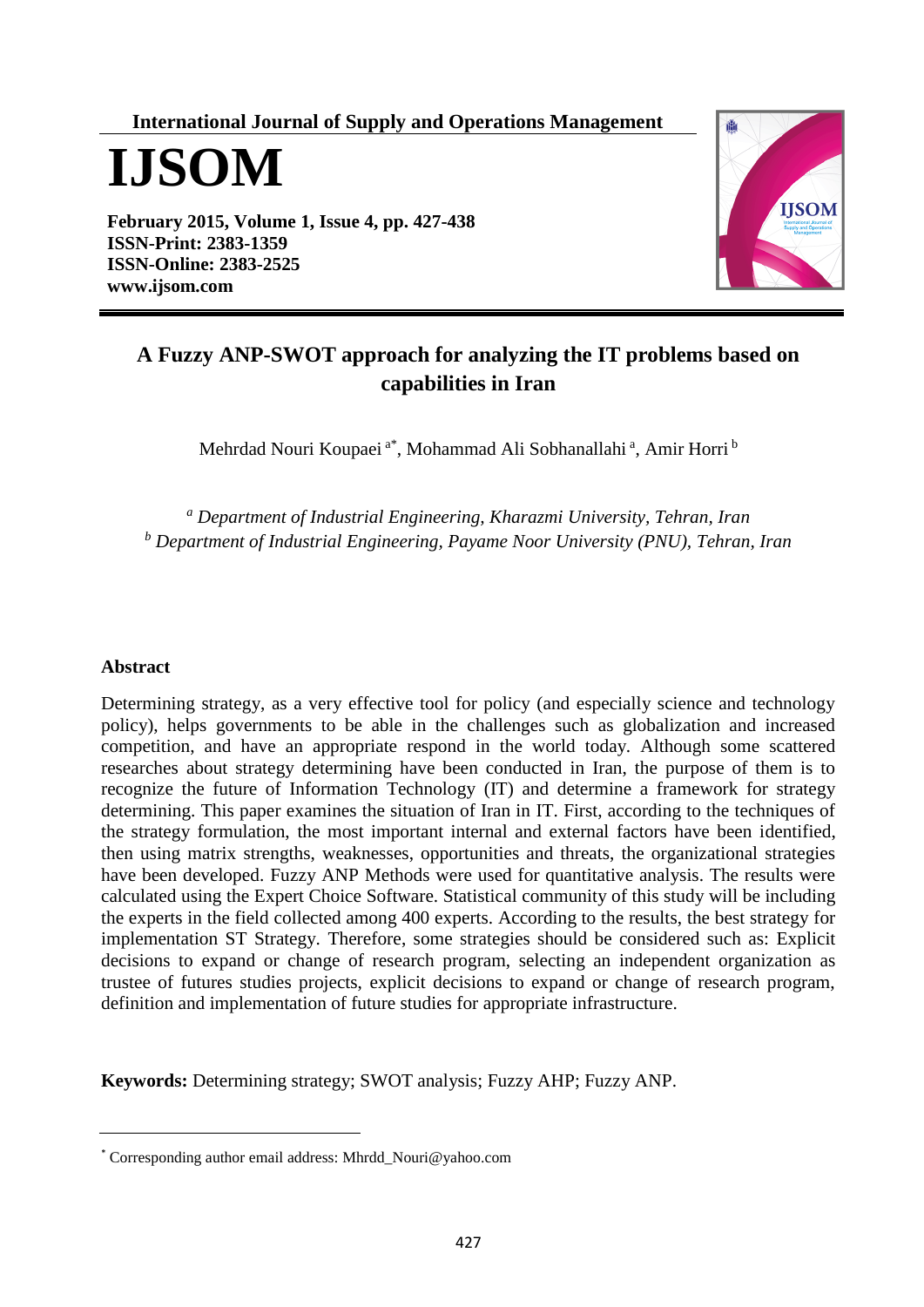International Journal of Supply and Operations Management

# IJSOM

**February 2015, Volume 1, Issue 4, pp. 427-438**
**ISSN-Print: 2383-1359**
**ISSN-Online: 2383-2525**
**www.ijsom.com**

# A Fuzzy ANP-SWOT approach for analyzing the IT problems based on capabilities in Iran

Mehrdad Nouri Koupaei [a*], Mohammad Ali Sobhanallahi [a], Amir Horri [b]

[a] *Department of Industrial Engineering, Kharazmi University, Tehran, Iran*
[b] *Department of Industrial Engineering, Payame Noor University (PNU), Tehran, Iran*

## Abstract

Determining strategy, as a very effective tool for policy (and especially science and technology policy), helps governments to be able in the challenges such as globalization and increased competition, and have an appropriate respond in the world today. Although some scattered researches about strategy determining have been conducted in Iran, the purpose of them is to recognize the future of Information Technology (IT) and determine a framework for strategy determining. This paper examines the situation of Iran in IT. First, according to the techniques of the strategy formulation, the most important internal and external factors have been identified, then using matrix strengths, weaknesses, opportunities and threats, the organizational strategies have been developed. Fuzzy ANP Methods were used for quantitative analysis. The results were calculated using the Expert Choice Software. Statistical community of this study will be including the experts in the field collected among 400 experts. According to the results, the best strategy for implementation ST Strategy. Therefore, some strategies should be considered such as: Explicit decisions to expand or change of research program, selecting an independent organization as trustee of futures studies projects, explicit decisions to expand or change of research program, definition and implementation of future studies for appropriate infrastructure.

**Keywords:** Determining strategy; SWOT analysis; Fuzzy AHP; Fuzzy ANP.

[*] Corresponding author email address: Mhrdd_Nouri@yahoo.com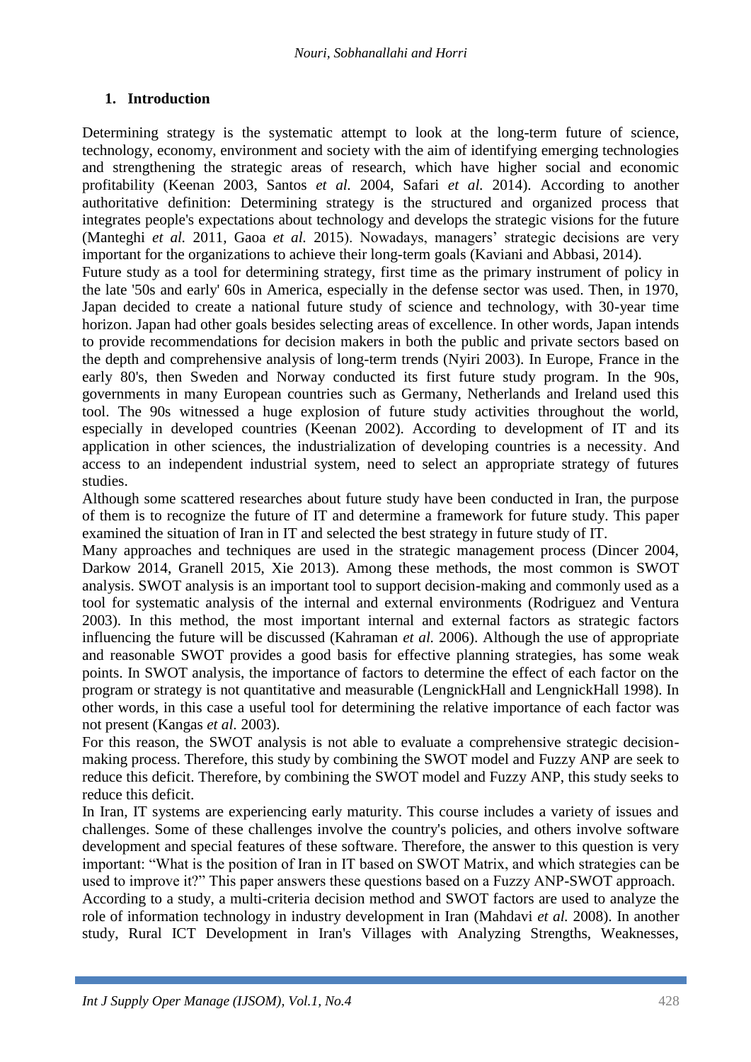## 1. Introduction

Determining strategy is the systematic attempt to look at the long-term future of science, technology, economy, environment and society with the aim of identifying emerging technologies and strengthening the strategic areas of research, which have higher social and economic profitability (Keenan 2003, Santos *et al.* 2004, Safari *et al.* 2014). According to another authoritative definition: Determining strategy is the structured and organized process that integrates people's expectations about technology and develops the strategic visions for the future (Manteghi *et al.* 2011, Gaoa *et al.* 2015). Nowadays, managers' strategic decisions are very important for the organizations to achieve their long-term goals (Kaviani and Abbasi, 2014).

Future study as a tool for determining strategy, first time as the primary instrument of policy in the late '50s and early' 60s in America, especially in the defense sector was used. Then, in 1970, Japan decided to create a national future study of science and technology, with 30-year time horizon. Japan had other goals besides selecting areas of excellence. In other words, Japan intends to provide recommendations for decision makers in both the public and private sectors based on the depth and comprehensive analysis of long-term trends (Nyiri 2003). In Europe, France in the early 80's, then Sweden and Norway conducted its first future study program. In the 90s, governments in many European countries such as Germany, Netherlands and Ireland used this tool. The 90s witnessed a huge explosion of future study activities throughout the world, especially in developed countries (Keenan 2002). According to development of IT and its application in other sciences, the industrialization of developing countries is a necessity. And access to an independent industrial system, need to select an appropriate strategy of futures studies.

Although some scattered researches about future study have been conducted in Iran, the purpose of them is to recognize the future of IT and determine a framework for future study. This paper examined the situation of Iran in IT and selected the best strategy in future study of IT.

Many approaches and techniques are used in the strategic management process (Dincer 2004, Darkow 2014, Granell 2015, Xie 2013). Among these methods, the most common is SWOT analysis. SWOT analysis is an important tool to support decision-making and commonly used as a tool for systematic analysis of the internal and external environments (Rodriguez and Ventura 2003). In this method, the most important internal and external factors as strategic factors influencing the future will be discussed (Kahraman *et al.* 2006). Although the use of appropriate and reasonable SWOT provides a good basis for effective planning strategies, has some weak points. In SWOT analysis, the importance of factors to determine the effect of each factor on the program or strategy is not quantitative and measurable (LengnickHall and LengnickHall 1998). In other words, in this case a useful tool for determining the relative importance of each factor was not present (Kangas *et al.* 2003).

For this reason, the SWOT analysis is not able to evaluate a comprehensive strategic decision-making process. Therefore, this study by combining the SWOT model and Fuzzy ANP are seek to reduce this deficit. Therefore, by combining the SWOT model and Fuzzy ANP, this study seeks to reduce this deficit.

In Iran, IT systems are experiencing early maturity. This course includes a variety of issues and challenges. Some of these challenges involve the country's policies, and others involve software development and special features of these software. Therefore, the answer to this question is very important: "What is the position of Iran in IT based on SWOT Matrix, and which strategies can be used to improve it?" This paper answers these questions based on a Fuzzy ANP-SWOT approach.

According to a study, a multi-criteria decision method and SWOT factors are used to analyze the role of information technology in industry development in Iran (Mahdavi *et al.* 2008). In another study, Rural ICT Development in Iran's Villages with Analyzing Strengths, Weaknesses,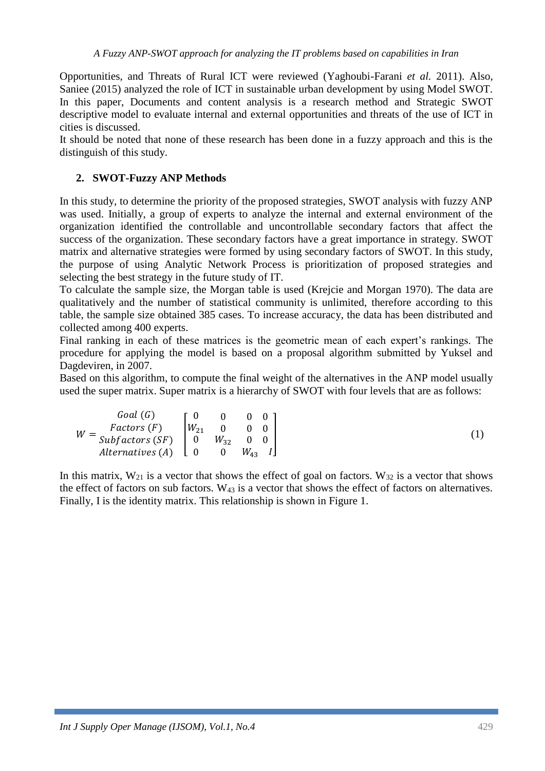Opportunities, and Threats of Rural ICT were reviewed (Yaghoubi-Farani *et al.* 2011). Also, Saniee (2015) analyzed the role of ICT in sustainable urban development by using Model SWOT. In this paper, Documents and content analysis is a research method and Strategic SWOT descriptive model to evaluate internal and external opportunities and threats of the use of ICT in cities is discussed.

It should be noted that none of these research has been done in a fuzzy approach and this is the distinguish of this study.

## 2. SWOT-Fuzzy ANP Methods

In this study, to determine the priority of the proposed strategies, SWOT analysis with fuzzy ANP was used. Initially, a group of experts to analyze the internal and external environment of the organization identified the controllable and uncontrollable secondary factors that affect the success of the organization. These secondary factors have a great importance in strategy. SWOT matrix and alternative strategies were formed by using secondary factors of SWOT. In this study, the purpose of using Analytic Network Process is prioritization of proposed strategies and selecting the best strategy in the future study of IT.

To calculate the sample size, the Morgan table is used (Krejcie and Morgan 1970). The data are qualitatively and the number of statistical community is unlimited, therefore according to this table, the sample size obtained 385 cases. To increase accuracy, the data has been distributed and collected among 400 experts.

Final ranking in each of these matrices is the geometric mean of each expert's rankings. The procedure for applying the model is based on a proposal algorithm submitted by Yuksel and Dagdeviren, in 2007.

Based on this algorithm, to compute the final weight of the alternatives in the ANP model usually used the super matrix. Super matrix is a hierarchy of SWOT with four levels that are as follows:

$$W = \begin{matrix} Goal\ (G) \\ Factors\ (F) \\ Subfactors\ (SF) \\ Alternatives\ (A) \end{matrix} \begin{bmatrix} 0 & 0 & 0 & 0 \\ W_{21} & 0 & 0 & 0 \\ 0 & W_{32} & 0 & 0 \\ 0 & 0 & W_{43} & I \end{bmatrix} \tag{1}$$

In this matrix, $W_{21}$ is a vector that shows the effect of goal on factors. $W_{32}$ is a vector that shows the effect of factors on sub factors. $W_{43}$ is a vector that shows the effect of factors on alternatives. Finally, I is the identity matrix. This relationship is shown in Figure 1.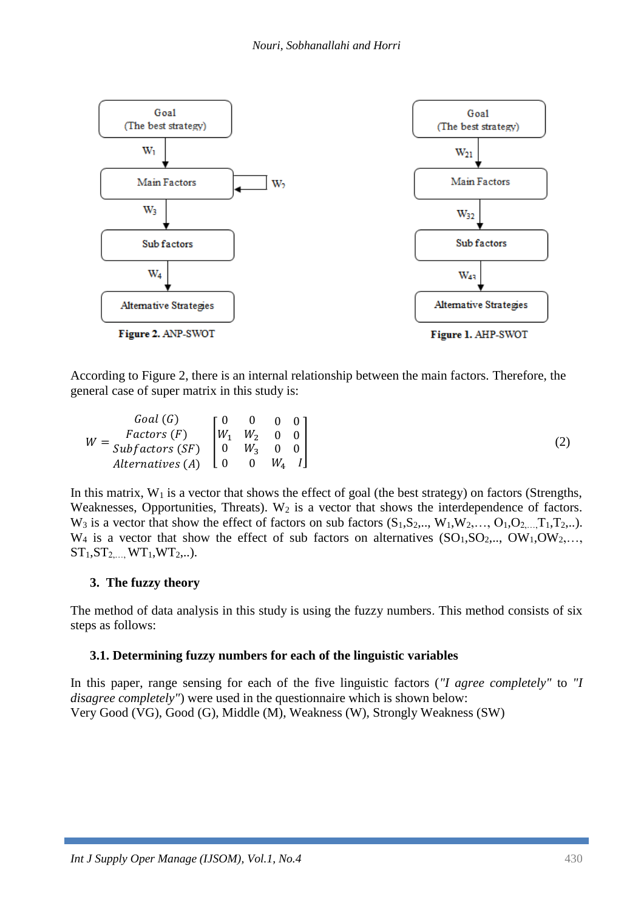Figure 2. ANP-SWOT

Figure 1. AHP-SWOT

According to Figure 2, there is an internal relationship between the main factors. Therefore, the general case of super matrix in this study is:

$$W = \begin{matrix} Goal\ (G) \\ Factors\ (F) \\ Subfactors\ (SF) \\ Alternatives\ (A) \end{matrix} \begin{bmatrix} 0 & 0 & 0 & 0 \\ W_1 & W_2 & 0 & 0 \\ 0 & W_3 & 0 & 0 \\ 0 & 0 & W_4 & I \end{bmatrix} \tag{2}$$

In this matrix, $W_1$ is a vector that shows the effect of goal (the best strategy) on factors (Strengths, Weaknesses, Opportunities, Threats). $W_2$ is a vector that shows the interdependence of factors. $W_3$ is a vector that show the effect of factors on sub factors ($S_1$,$S_2$,.., $W_1$,$W_2$,…, $O_1$,$O_2$,…, $T_1$,$T_2$,..). $W_4$ is a vector that show the effect of sub factors on alternatives ($SO_1$,$SO_2$,.., $OW_1$,$OW_2$,…, $ST_1$,$ST_2$,…, $WT_1$,$WT_2$,..).

## 3. The fuzzy theory

The method of data analysis in this study is using the fuzzy numbers. This method consists of six steps as follows:

### 3.1. Determining fuzzy numbers for each of the linguistic variables

In this paper, range sensing for each of the five linguistic factors (*"I agree completely"* to *"I disagree completely"*) were used in the questionnaire which is shown below:
Very Good (VG), Good (G), Middle (M), Weakness (W), Strongly Weakness (SW)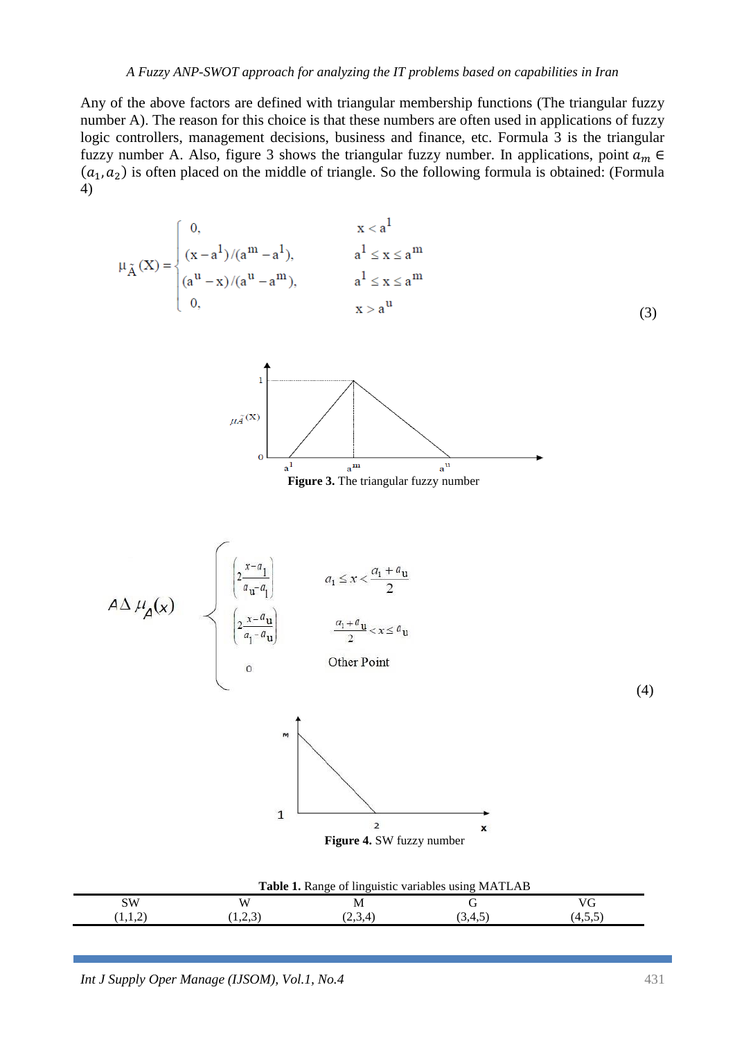Any of the above factors are defined with triangular membership functions (The triangular fuzzy number A). The reason for this choice is that these numbers are often used in applications of fuzzy logic controllers, management decisions, business and finance, etc. Formula 3 is the triangular fuzzy number A. Also, figure 3 shows the triangular fuzzy number. In applications, point $a_m \in (a_1, a_2)$ is often placed on the middle of triangle. So the following formula is obtained: (Formula 4)

$$\mu_{\tilde{A}}(X) = \begin{cases} 0, & x < a^l \\ (x - a^l)/(a^m - a^l), & a^l \le x \le a^m \\ (a^u - x)/(a^u - a^m), & a^l \le x \le a^m \\ 0, & x > a^u \end{cases} \quad (3)$$

**Figure 3.** The triangular fuzzy number

$$A \Delta \mu_A(x) \begin{cases} \left(2\dfrac{x-a_l}{a_u-a_l}\right) & a_l \le x < \dfrac{a_l + a_u}{2} \\ \left(2\dfrac{x-a_u}{a_l-a_u}\right) & \dfrac{a_l + a_u}{2} < x \le a_u \\ 0 & \text{Other Point} \end{cases} \quad (4)$$

**Figure 4.** SW fuzzy number

**Table 1.** Range of linguistic variables using MATLAB

| SW | W | M | G | VG |
|---|---|---|---|---|
| (1,1,2) | (1,2,3) | (2,3,4) | (3,4,5) | (4,5,5) |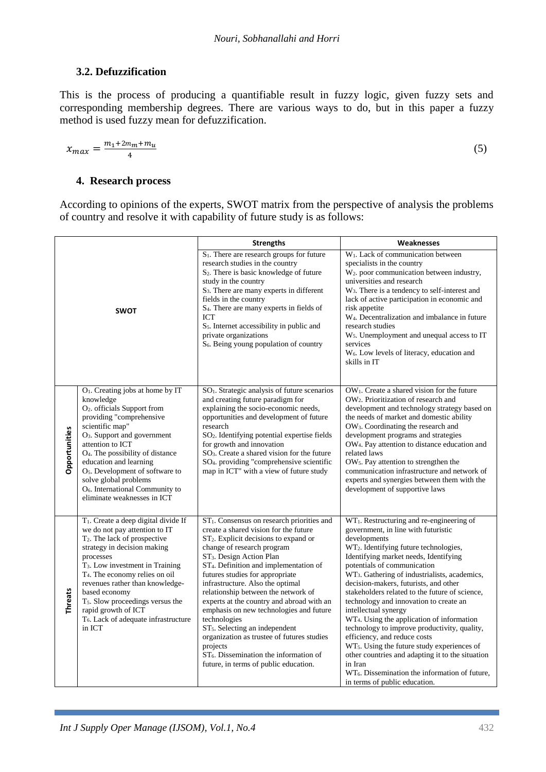### 3.2. Defuzzification

This is the process of producing a quantifiable result in fuzzy logic, given fuzzy sets and corresponding membership degrees. There are various ways to do, but in this paper a fuzzy method is used fuzzy mean for defuzzification.

$$x_{max} = \frac{m_1+2m_m+m_u}{4} \tag{5}$$

## 4. Research process

According to opinions of the experts, SWOT matrix from the perspective of analysis the problems of country and resolve it with capability of future study is as follows:

| | | **Strengths** | **Weaknesses** |
|---|---|---|---|
| **SWOT** | | $S_1$. There are research groups for future research studies in the country<br>$S_2$. There is basic knowledge of future study in the country<br>$S_3$. There are many experts in different fields in the country<br>$S_4$. There are many experts in fields of ICT<br>$S_5$. Internet accessibility in public and private organizations<br>$S_6$. Being young population of country | $W_1$. Lack of communication between specialists in the country<br>$W_2$. poor communication between industry, universities and research<br>$W_3$. There is a tendency to self-interest and lack of active participation in economic and risk appetite<br>$W_4$. Decentralization and imbalance in future research studies<br>$W_5$. Unemployment and unequal access to IT services<br>$W_6$. Low levels of literacy, education and skills in IT |
| **Opportunities** | $O_1$. Creating jobs at home by IT knowledge<br>$O_2$. officials Support from providing "comprehensive scientific map"<br>$O_3$. Support and government attention to ICT<br>$O_4$. The possibility of distance education and learning<br>$O_5$. Development of software to solve global problems<br>$O_6$. International Community to eliminate weaknesses in ICT | $SO_1$. Strategic analysis of future scenarios and creating future paradigm for explaining the socio-economic needs, opportunities and development of future research<br>$SO_2$. Identifying potential expertise fields for growth and innovation<br>$SO_3$. Create a shared vision for the future<br>$SO_4$. providing "comprehensive scientific map in ICT" with a view of future study | $OW_1$. Create a shared vision for the future<br>$OW_2$. Prioritization of research and development and technology strategy based on the needs of market and domestic ability<br>$OW_3$. Coordinating the research and development programs and strategies<br>$OW_4$. Pay attention to distance education and related laws<br>$OW_5$. Pay attention to strengthen the communication infrastructure and network of experts and synergies between them with the development of supportive laws |
| **Threats** | $T_1$. Create a deep digital divide If we do not pay attention to IT<br>$T_2$. The lack of prospective strategy in decision making processes<br>$T_3$. Low investment in Training<br>$T_4$. The economy relies on oil revenues rather than knowledge-based economy<br>$T_5$. Slow proceedings versus the rapid growth of ICT<br>$T_6$. Lack of adequate infrastructure in ICT | $ST_1$. Consensus on research priorities and create a shared vision for the future<br>$ST_2$. Explicit decisions to expand or change of research program<br>$ST_3$. Design Action Plan<br>$ST_4$. Definition and implementation of futures studies for appropriate infrastructure. Also the optimal relationship between the network of experts at the country and abroad with an emphasis on new technologies and future technologies<br>$ST_5$. Selecting an independent organization as trustee of futures studies projects<br>$ST_6$. Dissemination the information of future, in terms of public education. | $WT_1$. Restructuring and re-engineering of government, in line with futuristic developments<br>$WT_2$. Identifying future technologies, Identifying market needs, Identifying potentials of communication<br>$WT_3$. Gathering of industrialists, academics, decision-makers, futurists, and other stakeholders related to the future of science, technology and innovation to create an intellectual synergy<br>$WT_4$. Using the application of information technology to improve productivity, quality, efficiency, and reduce costs<br>$WT_5$. Using the future study experiences of other countries and adapting it to the situation in Iran<br>$WT_6$. Dissemination the information of future, in terms of public education. |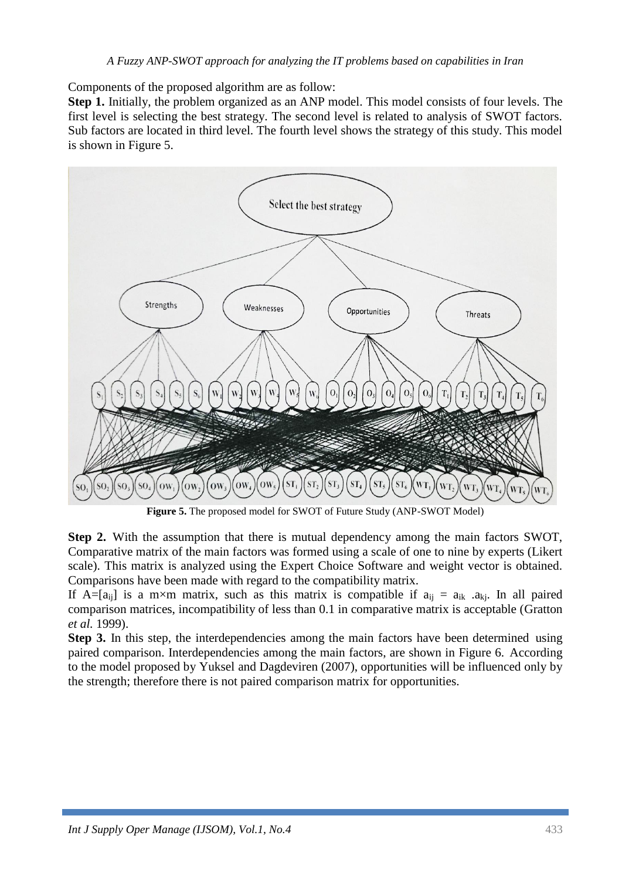Components of the proposed algorithm are as follow:

**Step 1.** Initially, the problem organized as an ANP model. This model consists of four levels. The first level is selecting the best strategy. The second level is related to analysis of SWOT factors. Sub factors are located in third level. The fourth level shows the strategy of this study. This model is shown in Figure 5.

**Figure 5.** The proposed model for SWOT of Future Study (ANP-SWOT Model)

**Step 2.** With the assumption that there is mutual dependency among the main factors SWOT, Comparative matrix of the main factors was formed using a scale of one to nine by experts (Likert scale). This matrix is analyzed using the Expert Choice Software and weight vector is obtained. Comparisons have been made with regard to the compatibility matrix.

If $A=[a_{ij}]$ is a m×m matrix, such as this matrix is compatible if $a_{ij} = a_{ik} .a_{kj}$. In all paired comparison matrices, incompatibility of less than 0.1 in comparative matrix is acceptable (Gratton *et al.* 1999).

**Step 3.** In this step, the interdependencies among the main factors have been determined using paired comparison. Interdependencies among the main factors, are shown in Figure 6. According to the model proposed by Yuksel and Dagdeviren (2007), opportunities will be influenced only by the strength; therefore there is not paired comparison matrix for opportunities.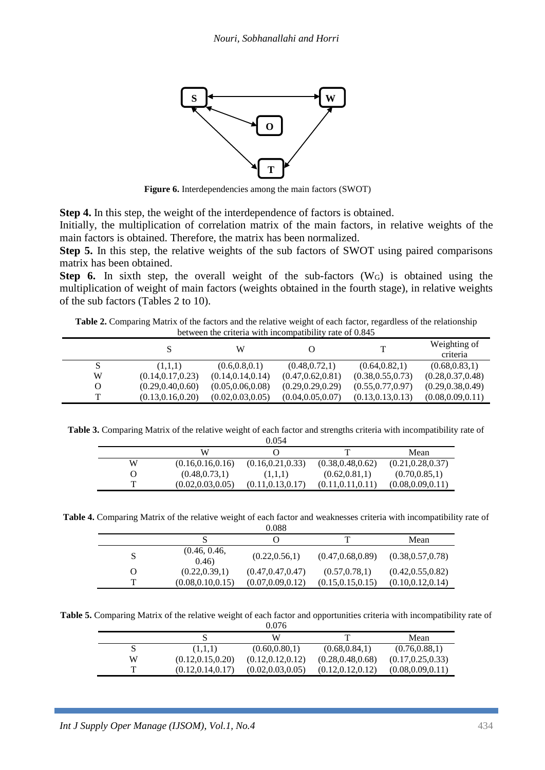Figure 6. Interdependencies among the main factors (SWOT)

**Step 4.** In this step, the weight of the interdependence of factors is obtained.
Initially, the multiplication of correlation matrix of the main factors, in relative weights of the main factors is obtained. Therefore, the matrix has been normalized.

**Step 5.** In this step, the relative weights of the sub factors of SWOT using paired comparisons matrix has been obtained.

**Step 6.** In sixth step, the overall weight of the sub-factors ($W_G$) is obtained using the multiplication of weight of main factors (weights obtained in the fourth stage), in relative weights of the sub factors (Tables 2 to 10).

**Table 2.** Comparing Matrix of the factors and the relative weight of each factor, regardless of the relationship between the criteria with incompatibility rate of 0.845

| | S | W | O | T | Weighting of criteria |
|---|---|---|---|---|---|
| S | (1,1,1) | (0.6,0.8,0.1) | (0.48,0.72,1) | (0.64,0.82,1) | (0.68,0.83,1) |
| W | (0.14,0.17,0.23) | (0.14,0.14,0.14) | (0.47,0.62,0.81) | (0.38,0.55,0.73) | (0.28,0.37,0.48) |
| O | (0.29,0.40,0.60) | (0.05,0.06,0.08) | (0.29,0.29,0.29) | (0.55,0.77,0.97) | (0.29,0.38,0.49) |
| T | (0.13,0.16,0.20) | (0.02,0.03,0.05) | (0.04,0.05,0.07) | (0.13,0.13,0.13) | (0.08,0.09,0.11) |

**Table 3.** Comparing Matrix of the relative weight of each factor and strengths criteria with incompatibility rate of 0.054

| | W | O | T | Mean |
|---|---|---|---|---|
| W | (0.16,0.16,0.16) | (0.16,0.21,0.33) | (0.38,0.48,0.62) | (0.21,0.28,0.37) |
| O | (0.48,0.73,1) | (1,1,1) | (0.62,0.81,1) | (0.70,0.85,1) |
| T | (0.02,0.03,0.05) | (0.11,0.13,0.17) | (0.11,0.11,0.11) | (0.08,0.09,0.11) |

**Table 4.** Comparing Matrix of the relative weight of each factor and weaknesses criteria with incompatibility rate of 0.088

| | S | O | T | Mean |
|---|---|---|---|---|
| S | (0.46, 0.46, 0.46) | (0.22,0.56,1) | (0.47,0.68,0.89) | (0.38,0.57,0.78) |
| O | (0.22,0.39,1) | (0.47,0.47,0.47) | (0.57,0.78,1) | (0.42,0.55,0.82) |
| T | (0.08,0.10,0.15) | (0.07,0.09,0.12) | (0.15,0.15,0.15) | (0.10,0.12,0.14) |

**Table 5.** Comparing Matrix of the relative weight of each factor and opportunities criteria with incompatibility rate of 0.076

| | S | W | T | Mean |
|---|---|---|---|---|
| S | (1,1,1) | (0.60,0.80,1) | (0.68,0.84,1) | (0.76,0.88,1) |
| W | (0.12,0.15,0.20) | (0.12,0.12,0.12) | (0.28,0.48,0.68) | (0.17,0.25,0.33) |
| T | (0.12,0.14,0.17) | (0.02,0.03,0.05) | (0.12,0.12,0.12) | (0.08,0.09,0.11) |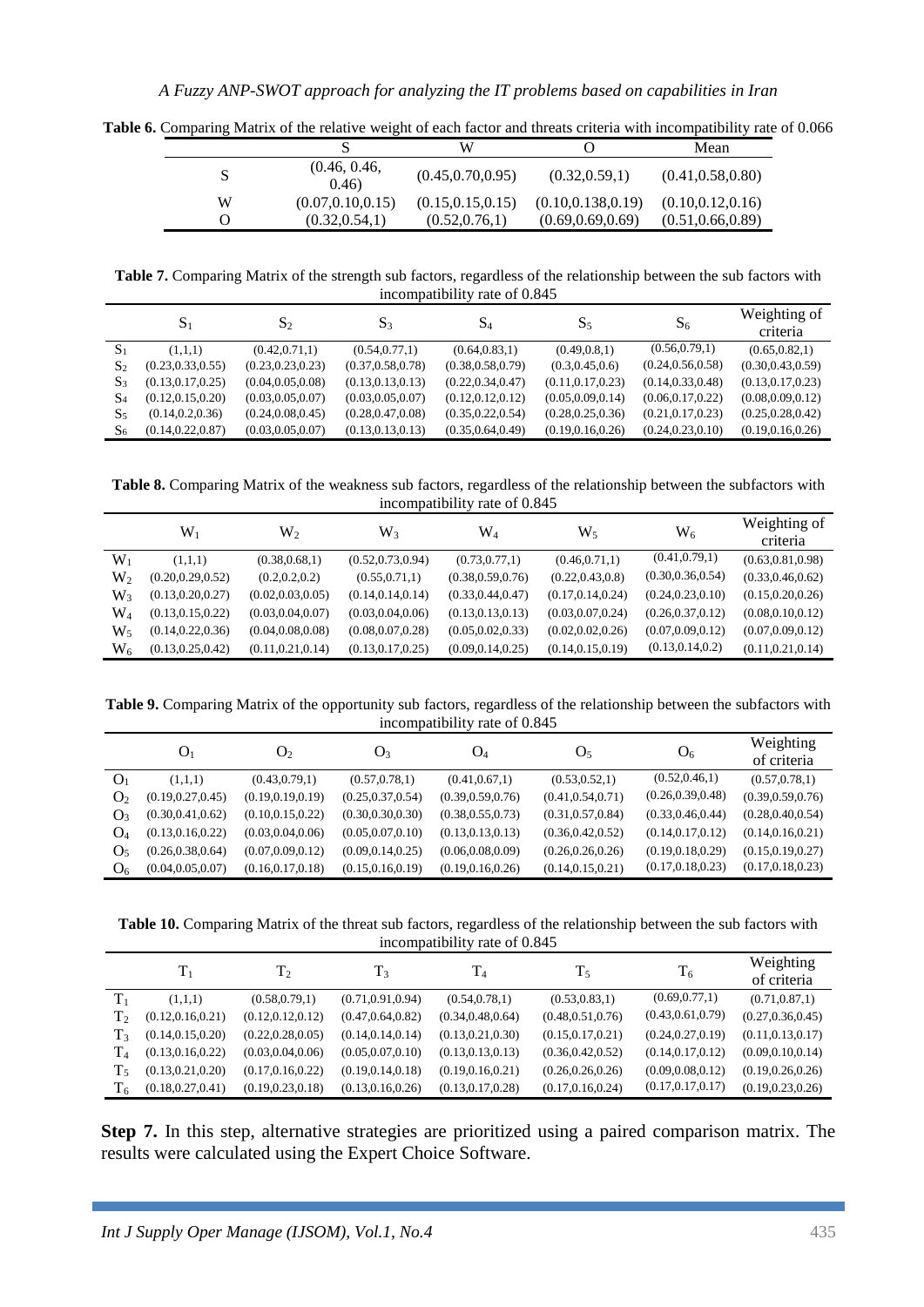**Table 6.** Comparing Matrix of the relative weight of each factor and threats criteria with incompatibility rate of 0.066

| | S | W | O | Mean |
|---|---|---|---|---|
| S | (0.46, 0.46, 0.46) | (0.45,0.70,0.95) | (0.32,0.59,1) | (0.41,0.58,0.80) |
| W | (0.07,0.10,0.15) | (0.15,0.15,0.15) | (0.10,0.138,0.19) | (0.10,0.12,0.16) |
| O | (0.32,0.54,1) | (0.52,0.76,1) | (0.69,0.69,0.69) | (0.51,0.66,0.89) |

**Table 7.** Comparing Matrix of the strength sub factors, regardless of the relationship between the sub factors with incompatibility rate of 0.845

| | $S_1$ | $S_2$ | $S_3$ | $S_4$ | $S_5$ | $S_6$ | Weighting of criteria |
|---|---|---|---|---|---|---|---|
| $S_1$ | (1,1,1) | (0.42,0.71,1) | (0.54,0.77,1) | (0.64,0.83,1) | (0.49,0.8,1) | (0.56,0.79,1) | (0.65,0.82,1) |
| $S_2$ | (0.23,0.33,0.55) | (0.23,0.23,0.23) | (0.37,0.58,0.78) | (0.38,0.58,0.79) | (0.3,0.45,0.6) | (0.24,0.56,0.58) | (0.30,0.43,0.59) |
| $S_3$ | (0.13,0.17,0.25) | (0.04,0.05,0.08) | (0.13,0.13,0.13) | (0.22,0.34,0.47) | (0.11,0.17,0.23) | (0.14,0.33,0.48) | (0.13,0.17,0.23) |
| $S_4$ | (0.12,0.15,0.20) | (0.03,0.05,0.07) | (0.03,0.05,0.07) | (0.12,0.12,0.12) | (0.05,0.09,0.14) | (0.06,0.17,0.22) | (0.08,0.09,0.12) |
| $S_5$ | (0.14,0.2,0.36) | (0.24,0.08,0.45) | (0.28,0.47,0.08) | (0.35,0.22,0.54) | (0.28,0.25,0.36) | (0.21,0.17,0.23) | (0.25,0.28,0.42) |
| $S_6$ | (0.14,0.22,0.87) | (0.03,0.05,0.07) | (0.13,0.13,0.13) | (0.35,0.64,0.49) | (0.19,0.16,0.26) | (0.24,0.23,0.10) | (0.19,0.16,0.26) |

**Table 8.** Comparing Matrix of the weakness sub factors, regardless of the relationship between the subfactors with incompatibility rate of 0.845

| | $W_1$ | $W_2$ | $W_3$ | $W_4$ | $W_5$ | $W_6$ | Weighting of criteria |
|---|---|---|---|---|---|---|---|
| $W_1$ | (1,1,1) | (0.38,0.68,1) | (0.52,0.73,0.94) | (0.73,0.77,1) | (0.46,0.71,1) | (0.41,0.79,1) | (0.63,0.81,0.98) |
| $W_2$ | (0.20,0.29,0.52) | (0.2,0.2,0.2) | (0.55,0.71,1) | (0.38,0.59,0.76) | (0.22,0.43,0.8) | (0.30,0.36,0.54) | (0.33,0.46,0.62) |
| $W_3$ | (0.13,0.20,0.27) | (0.02,0.03,0.05) | (0.14,0.14,0.14) | (0.33,0.44,0.47) | (0.17,0.14,0.24) | (0.24,0.23,0.10) | (0.15,0.20,0.26) |
| $W_4$ | (0.13,0.15,0.22) | (0.03,0.04,0.07) | (0.03,0.04,0.06) | (0.13,0.13,0.13) | (0.03,0.07,0.24) | (0.26,0.37,0.12) | (0.08,0.10,0.12) |
| $W_5$ | (0.14,0.22,0.36) | (0.04,0.08,0.08) | (0.08,0.07,0.28) | (0.05,0.02,0.33) | (0.02,0.02,0.26) | (0.07,0.09,0.12) | (0.07,0.09,0.12) |
| $W_6$ | (0.13,0.25,0.42) | (0.11,0.21,0.14) | (0.13,0.17,0.25) | (0.09,0.14,0.25) | (0.14,0.15,0.19) | (0.13,0.14,0.2) | (0.11,0.21,0.14) |

**Table 9.** Comparing Matrix of the opportunity sub factors, regardless of the relationship between the subfactors with incompatibility rate of 0.845

| | $O_1$ | $O_2$ | $O_3$ | $O_4$ | $O_5$ | $O_6$ | Weighting of criteria |
|---|---|---|---|---|---|---|---|
| $O_1$ | (1,1,1) | (0.43,0.79,1) | (0.57,0.78,1) | (0.41,0.67,1) | (0.53,0.52,1) | (0.52,0.46,1) | (0.57,0.78,1) |
| $O_2$ | (0.19,0.27,0.45) | (0.19,0.19,0.19) | (0.25,0.37,0.54) | (0.39,0.59,0.76) | (0.41,0.54,0.71) | (0.26,0.39,0.48) | (0.39,0.59,0.76) |
| $O_3$ | (0.30,0.41,0.62) | (0.10,0.15,0.22) | (0.30,0.30,0.30) | (0.38,0.55,0.73) | (0.31,0.57,0.84) | (0.33,0.46,0.44) | (0.28,0.40,0.54) |
| $O_4$ | (0.13,0.16,0.22) | (0.03,0.04,0.06) | (0.05,0.07,0.10) | (0.13,0.13,0.13) | (0.36,0.42,0.52) | (0.14,0.17,0.12) | (0.14,0.16,0.21) |
| $O_5$ | (0.26,0.38,0.64) | (0.07,0.09,0.12) | (0.09,0.14,0.25) | (0.06,0.08,0.09) | (0.26,0.26,0.26) | (0.19,0.18,0.29) | (0.15,0.19,0.27) |
| $O_6$ | (0.04,0.05,0.07) | (0.16,0.17,0.18) | (0.15,0.16,0.19) | (0.19,0.16,0.26) | (0.14,0.15,0.21) | (0.17,0.18,0.23) | (0.17,0.18,0.23) |

**Table 10.** Comparing Matrix of the threat sub factors, regardless of the relationship between the sub factors with incompatibility rate of 0.845

| | $T_1$ | $T_2$ | $T_3$ | $T_4$ | $T_5$ | $T_6$ | Weighting of criteria |
|---|---|---|---|---|---|---|---|
| $T_1$ | (1,1,1) | (0.58,0.79,1) | (0.71,0.91,0.94) | (0.54,0.78,1) | (0.53,0.83,1) | (0.69,0.77,1) | (0.71,0.87,1) |
| $T_2$ | (0.12,0.16,0.21) | (0.12,0.12,0.12) | (0.47,0.64,0.82) | (0.34,0.48,0.64) | (0.48,0.51,0.76) | (0.43,0.61,0.79) | (0.27,0.36,0.45) |
| $T_3$ | (0.14,0.15,0.20) | (0.22,0.28,0.05) | (0.14,0.14,0.14) | (0.13,0.21,0.30) | (0.15,0.17,0.21) | (0.24,0.27,0.19) | (0.11,0.13,0.17) |
| $T_4$ | (0.13,0.16,0.22) | (0.03,0.04,0.06) | (0.05,0.07,0.10) | (0.13,0.13,0.13) | (0.36,0.42,0.52) | (0.14,0.17,0.12) | (0.09,0.10,0.14) |
| $T_5$ | (0.13,0.21,0.20) | (0.17,0.16,0.22) | (0.19,0.14,0.18) | (0.19,0.16,0.21) | (0.26,0.26,0.26) | (0.09,0.08,0.12) | (0.19,0.26,0.26) |
| $T_6$ | (0.18,0.27,0.41) | (0.19,0.23,0.18) | (0.13,0.16,0.26) | (0.13,0.17,0.28) | (0.17,0.16,0.24) | (0.17,0.17,0.17) | (0.19,0.23,0.26) |

**Step 7.** In this step, alternative strategies are prioritized using a paired comparison matrix. The results were calculated using the Expert Choice Software.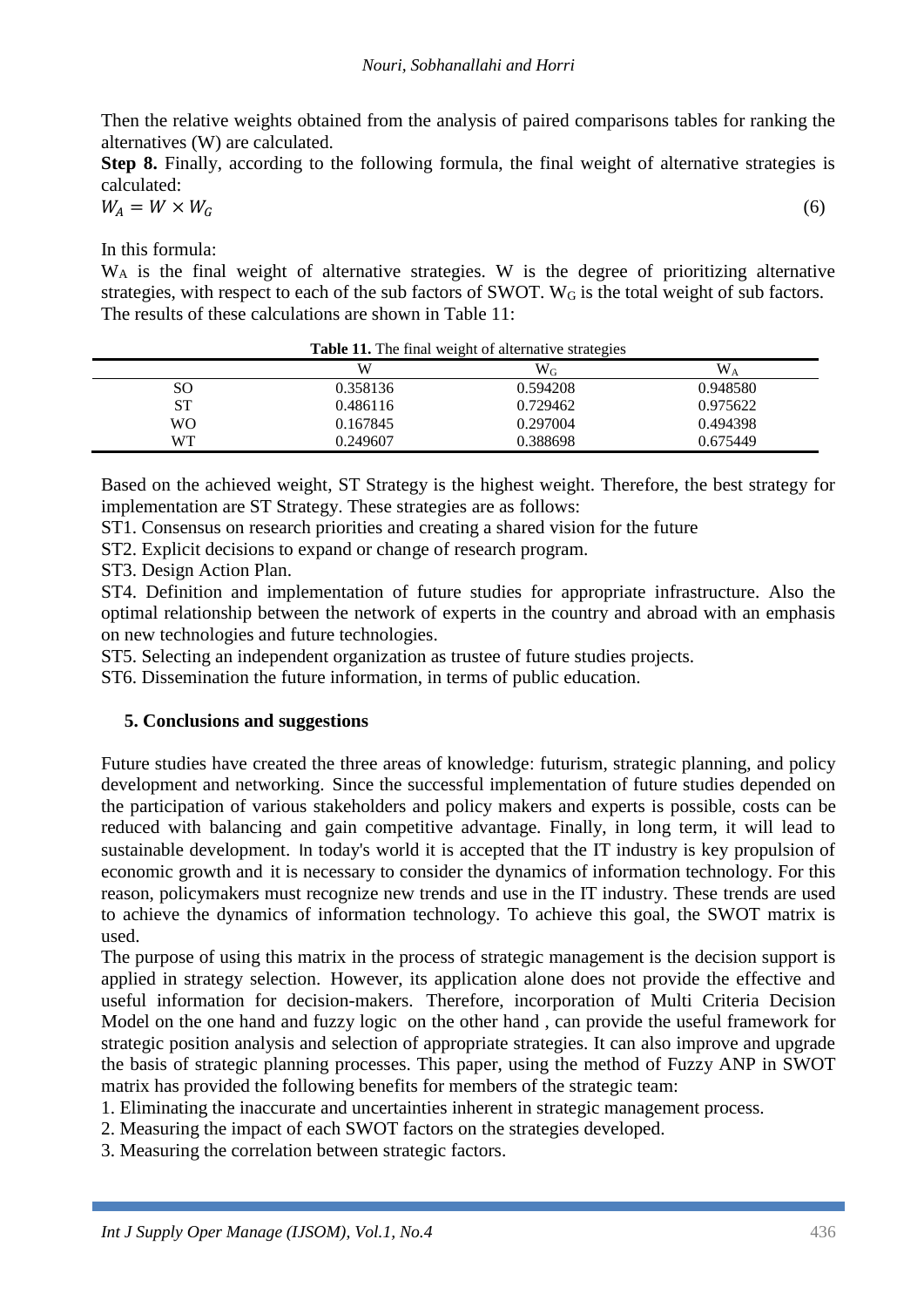Then the relative weights obtained from the analysis of paired comparisons tables for ranking the alternatives (W) are calculated.

**Step 8.** Finally, according to the following formula, the final weight of alternative strategies is calculated:

$$W_A = W \times W_G \tag{6}$$

In this formula:

$W_A$ is the final weight of alternative strategies. W is the degree of prioritizing alternative strategies, with respect to each of the sub factors of SWOT. $W_G$ is the total weight of sub factors. The results of these calculations are shown in Table 11:

**Table 11.** The final weight of alternative strategies

| | W | $W_G$ | $W_A$ |
|---|---|---|---|
| SO | 0.358136 | 0.594208 | 0.948580 |
| ST | 0.486116 | 0.729462 | 0.975622 |
| WO | 0.167845 | 0.297004 | 0.494398 |
| WT | 0.249607 | 0.388698 | 0.675449 |

Based on the achieved weight, ST Strategy is the highest weight. Therefore, the best strategy for implementation are ST Strategy. These strategies are as follows:

ST1. Consensus on research priorities and creating a shared vision for the future

ST2. Explicit decisions to expand or change of research program.

ST3. Design Action Plan.

ST4. Definition and implementation of future studies for appropriate infrastructure. Also the optimal relationship between the network of experts in the country and abroad with an emphasis on new technologies and future technologies.

ST5. Selecting an independent organization as trustee of future studies projects.

ST6. Dissemination the future information, in terms of public education.

## 5. Conclusions and suggestions

Future studies have created the three areas of knowledge: futurism, strategic planning, and policy development and networking. Since the successful implementation of future studies depended on the participation of various stakeholders and policy makers and experts is possible, costs can be reduced with balancing and gain competitive advantage. Finally, in long term, it will lead to sustainable development. In today's world it is accepted that the IT industry is key propulsion of economic growth and it is necessary to consider the dynamics of information technology. For this reason, policymakers must recognize new trends and use in the IT industry. These trends are used to achieve the dynamics of information technology. To achieve this goal, the SWOT matrix is used.

The purpose of using this matrix in the process of strategic management is the decision support is applied in strategy selection. However, its application alone does not provide the effective and useful information for decision-makers. Therefore, incorporation of Multi Criteria Decision Model on the one hand and fuzzy logic on the other hand , can provide the useful framework for strategic position analysis and selection of appropriate strategies. It can also improve and upgrade the basis of strategic planning processes. This paper, using the method of Fuzzy ANP in SWOT matrix has provided the following benefits for members of the strategic team:

1. Eliminating the inaccurate and uncertainties inherent in strategic management process.
2. Measuring the impact of each SWOT factors on the strategies developed.
3. Measuring the correlation between strategic factors.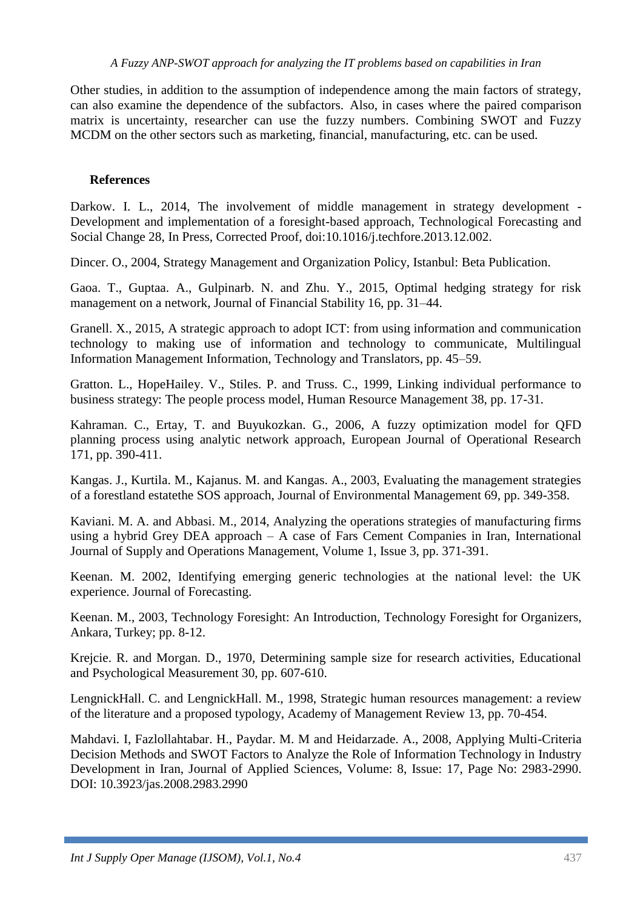Other studies, in addition to the assumption of independence among the main factors of strategy, can also examine the dependence of the subfactors. Also, in cases where the paired comparison matrix is uncertainty, researcher can use the fuzzy numbers. Combining SWOT and Fuzzy MCDM on the other sectors such as marketing, financial, manufacturing, etc. can be used.

## References

Darkow. I. L., 2014, The involvement of middle management in strategy development - Development and implementation of a foresight-based approach, Technological Forecasting and Social Change 28, In Press, Corrected Proof, doi:10.1016/j.techfore.2013.12.002.

Dincer. O., 2004, Strategy Management and Organization Policy, Istanbul: Beta Publication.

Gaoa. T., Guptaa. A., Gulpinarb. N. and Zhu. Y., 2015, Optimal hedging strategy for risk management on a network, Journal of Financial Stability 16, pp. 31–44.

Granell. X., 2015, A strategic approach to adopt ICT: from using information and communication technology to making use of information and technology to communicate, Multilingual Information Management Information, Technology and Translators, pp. 45–59.

Gratton. L., HopeHailey. V., Stiles. P. and Truss. C., 1999, Linking individual performance to business strategy: The people process model, Human Resource Management 38, pp. 17-31.

Kahraman. C., Ertay, T. and Buyukozkan. G., 2006, A fuzzy optimization model for QFD planning process using analytic network approach, European Journal of Operational Research 171, pp. 390-411.

Kangas. J., Kurtila. M., Kajanus. M. and Kangas. A., 2003, Evaluating the management strategies of a forestland estatethe SOS approach, Journal of Environmental Management 69, pp. 349-358.

Kaviani. M. A. and Abbasi. M., 2014, Analyzing the operations strategies of manufacturing firms using a hybrid Grey DEA approach – A case of Fars Cement Companies in Iran, International Journal of Supply and Operations Management, Volume 1, Issue 3, pp. 371-391.

Keenan. M. 2002, Identifying emerging generic technologies at the national level: the UK experience. Journal of Forecasting.

Keenan. M., 2003, Technology Foresight: An Introduction, Technology Foresight for Organizers, Ankara, Turkey; pp. 8-12.

Krejcie. R. and Morgan. D., 1970, Determining sample size for research activities, Educational and Psychological Measurement 30, pp. 607-610.

LengnickHall. C. and LengnickHall. M., 1998, Strategic human resources management: a review of the literature and a proposed typology, Academy of Management Review 13, pp. 70-454.

Mahdavi. I, Fazlollahtabar. H., Paydar. M. M and Heidarzade. A., 2008, Applying Multi-Criteria Decision Methods and SWOT Factors to Analyze the Role of Information Technology in Industry Development in Iran, Journal of Applied Sciences, Volume: 8, Issue: 17, Page No: 2983-2990. DOI: 10.3923/jas.2008.2983.2990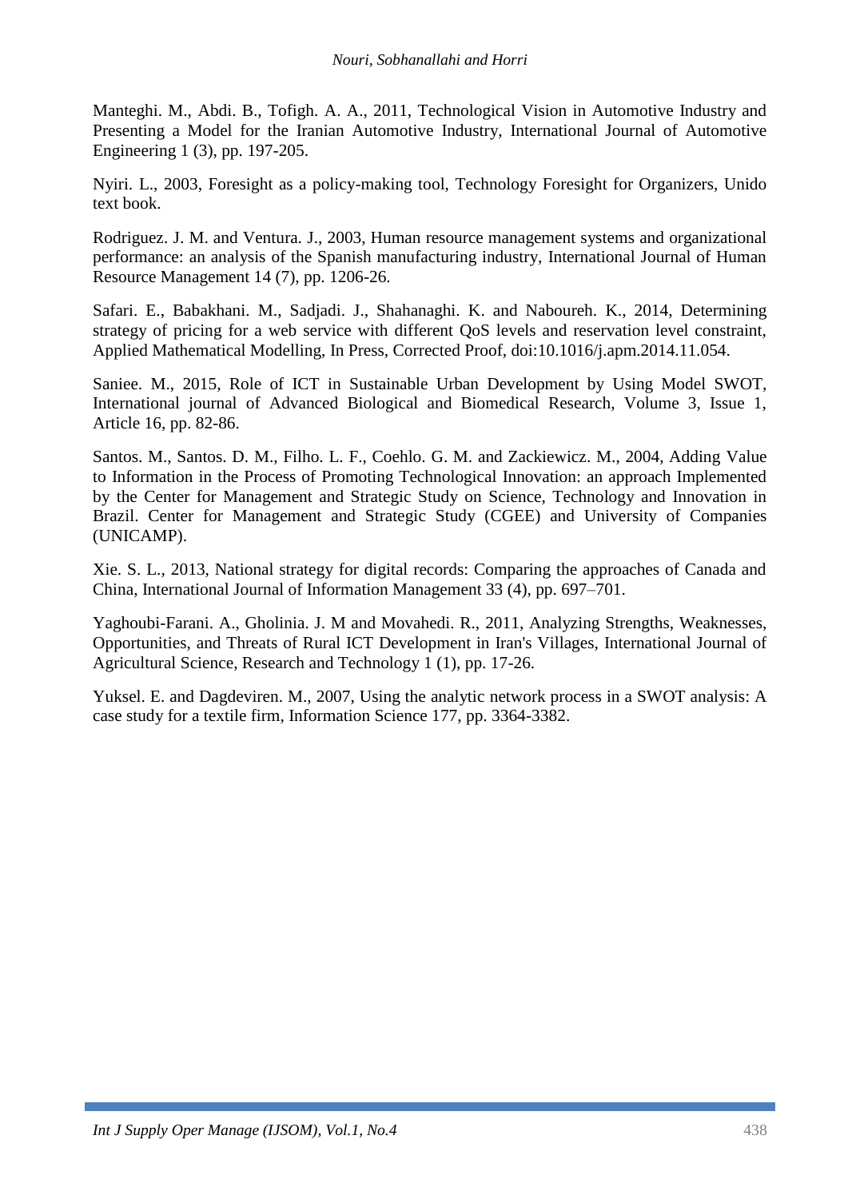Manteghi. M., Abdi. B., Tofigh. A. A., 2011, Technological Vision in Automotive Industry and Presenting a Model for the Iranian Automotive Industry, International Journal of Automotive Engineering 1 (3), pp. 197-205.

Nyiri. L., 2003, Foresight as a policy-making tool, Technology Foresight for Organizers, Unido text book.

Rodriguez. J. M. and Ventura. J., 2003, Human resource management systems and organizational performance: an analysis of the Spanish manufacturing industry, International Journal of Human Resource Management 14 (7), pp. 1206-26.

Safari. E., Babakhani. M., Sadjadi. J., Shahanaghi. K. and Naboureh. K., 2014, Determining strategy of pricing for a web service with different QoS levels and reservation level constraint, Applied Mathematical Modelling, In Press, Corrected Proof, doi:10.1016/j.apm.2014.11.054.

Saniee. M., 2015, Role of ICT in Sustainable Urban Development by Using Model SWOT, International journal of Advanced Biological and Biomedical Research, Volume 3, Issue 1, Article 16, pp. 82-86.

Santos. M., Santos. D. M., Filho. L. F., Coehlo. G. M. and Zackiewicz. M., 2004, Adding Value to Information in the Process of Promoting Technological Innovation: an approach Implemented by the Center for Management and Strategic Study on Science, Technology and Innovation in Brazil. Center for Management and Strategic Study (CGEE) and University of Companies (UNICAMP).

Xie. S. L., 2013, National strategy for digital records: Comparing the approaches of Canada and China, International Journal of Information Management 33 (4), pp. 697–701.

Yaghoubi-Farani. A., Gholinia. J. M and Movahedi. R., 2011, Analyzing Strengths, Weaknesses, Opportunities, and Threats of Rural ICT Development in Iran's Villages, International Journal of Agricultural Science, Research and Technology 1 (1), pp. 17-26.

Yuksel. E. and Dagdeviren. M., 2007, Using the analytic network process in a SWOT analysis: A case study for a textile firm, Information Science 177, pp. 3364-3382.